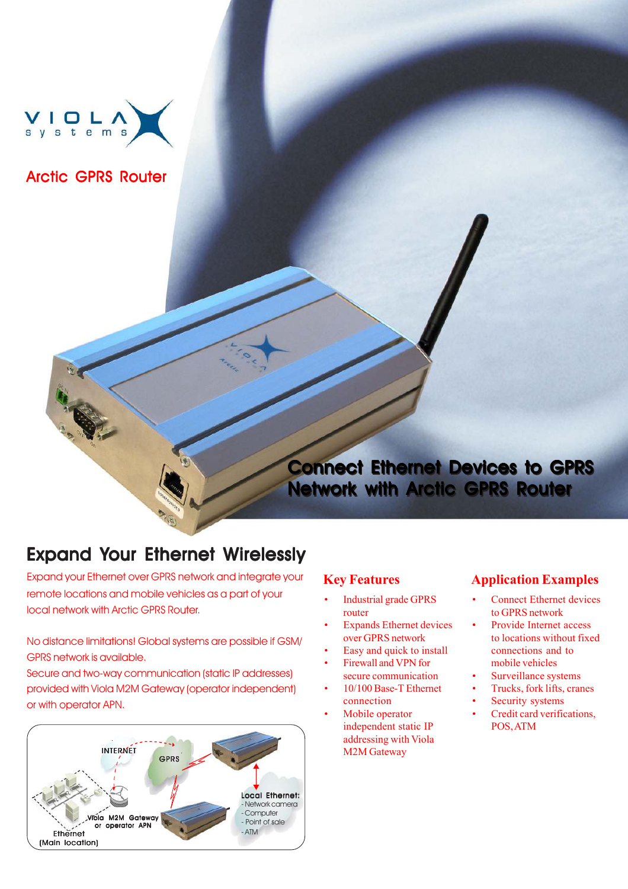VIOLA systems

# Arctic GPRS Router

## Connect Ethernet Devices to GPRS Network with Arctic GPRS Router

## Expand Your Ethernet Wirelessly

Expand your Ethernet over GPRS network and integrate your remote locations and mobile vehicles as a part of your local network with Arctic GPRS Router.

No distance limitations! Global systems are possible if GSM/ GPRS network is available.

Secure and two-way communication (static IP addresses) provided with Viola M2M Gateway (operator independent) or with operator APN.

INTERNET

GPRS

Viola M2M Gateway or operator APN

Ethernet (Main location)

Local Ethernet:
- Network camera
- Computer
- Point of sale
- ATM

### Key Features

- Industrial grade GPRS router
- Expands Ethernet devices over GPRS network
- Easy and quick to install
- Firewall and VPN for secure communication
- 10/100 Base-T Ethernet connection
- Mobile operator independent static IP addressing with Viola M2M Gateway

### Application Examples

- Connect Ethernet devices to GPRS network
- Provide Internet access to locations without fixed connections and to mobile vehicles
- Surveillance systems
- Trucks, fork lifts, cranes
- Security systems
- Credit card verifications, POS, ATM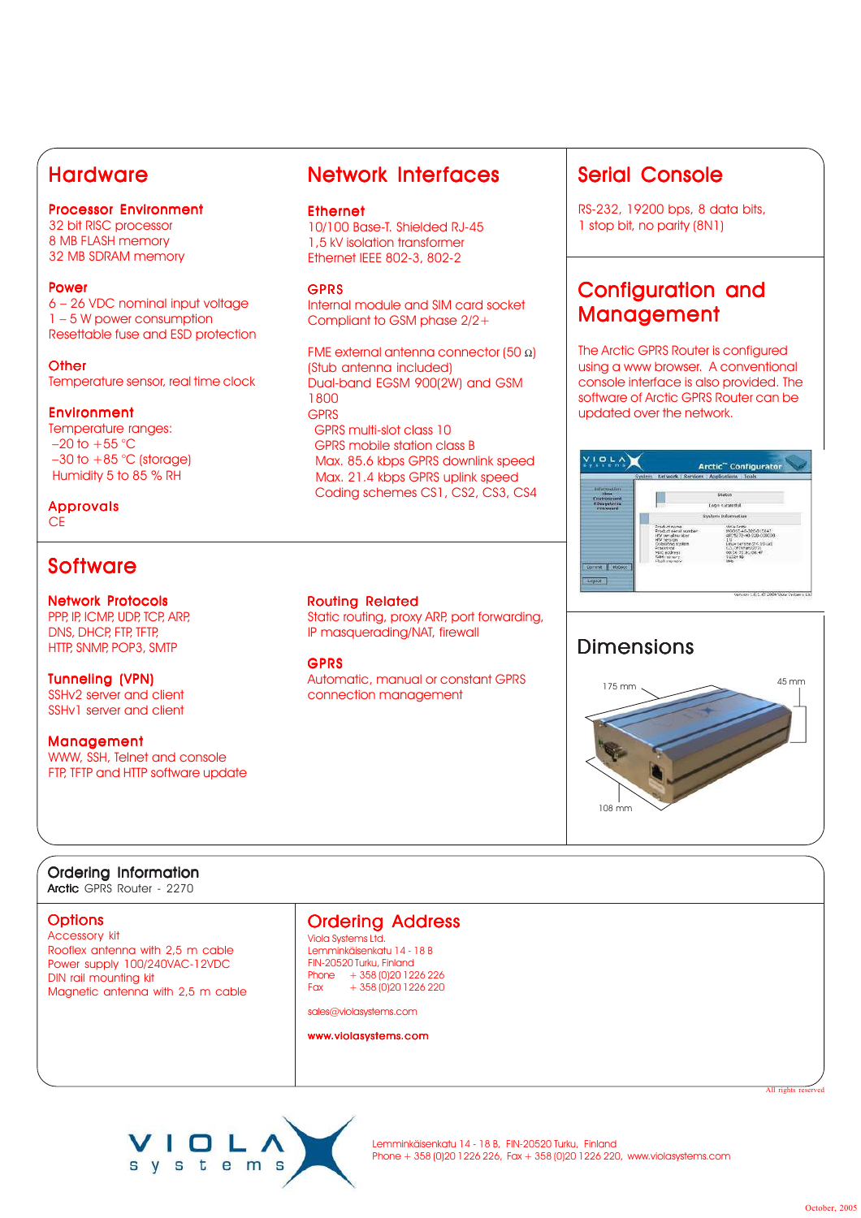# Hardware

### Processor Environment
32 bit RISC processor
8 MB FLASH memory
32 MB SDRAM memory

### Power
6 – 26 VDC nominal input voltage
1 – 5 W power consumption
Resettable fuse and ESD protection

### Other
Temperature sensor, real time clock

### Environment
Temperature ranges:
−20 to +55 °C
−30 to +85 °C (storage)
Humidity 5 to 85 % RH

### Approvals
CE

# Network Interfaces

### Ethernet
10/100 Base-T. Shielded RJ-45
1,5 kV isolation transformer
Ethernet IEEE 802-3, 802-2

### GPRS
Internal module and SIM card socket
Compliant to GSM phase 2/2+

FME external antenna connector (50 Ω)
(Stub antenna included)
Dual-band EGSM 900(2W) and GSM 1800
GPRS
- GPRS multi-slot class 10
- GPRS mobile station class B
- Max. 85.6 kbps GPRS downlink speed
- Max. 21.4 kbps GPRS uplink speed
- Coding schemes CS1, CS2, CS3, CS4

# Serial Console

RS-232, 19200 bps, 8 data bits,
1 stop bit, no parity (8N1)

# Configuration and Management

The Arctic GPRS Router is configured using a www browser. A conventional console interface is also provided. The software of Arctic GPRS Router can be updated over the network.

# Software

### Network Protocols
PPP, IP, ICMP, UDP, TCP, ARP,
DNS, DHCP, FTP, TFTP,
HTTP, SNMP, POP3, SMTP

### Tunneling (VPN)
SSHv2 server and client
SSHv1 server and client

### Management
WWW, SSH, Telnet and console
FTP, TFTP and HTTP software update

### Routing Related
Static routing, proxy ARP, port forwarding,
IP masquerading/NAT, firewall

### GPRS
Automatic, manual or constant GPRS connection management

# Dimensions

175 mm
45 mm
108 mm

# Ordering Information
**Arctic** GPRS Router - 2270

## Options
Accessory kit
Rooflex antenna with 2,5 m cable
Power supply 100/240VAC-12VDC
DIN rail mounting kit
Magnetic antenna with 2,5 m cable

## Ordering Address
Viola Systems Ltd.
Lemminkäisenkatu 14 - 18 B
FIN-20520 Turku, Finland
Phone + 358 (0)20 1226 226
Fax + 358 (0)20 1226 220

sales@violasystems.com

**www.violasystems.com**

All rights reserved

Lemminkäisenkatu 14 - 18 B, FIN-20520 Turku, Finland
Phone + 358 (0)20 1226 226, Fax + 358 (0)20 1226 220, www.violasystems.com

October, 2005